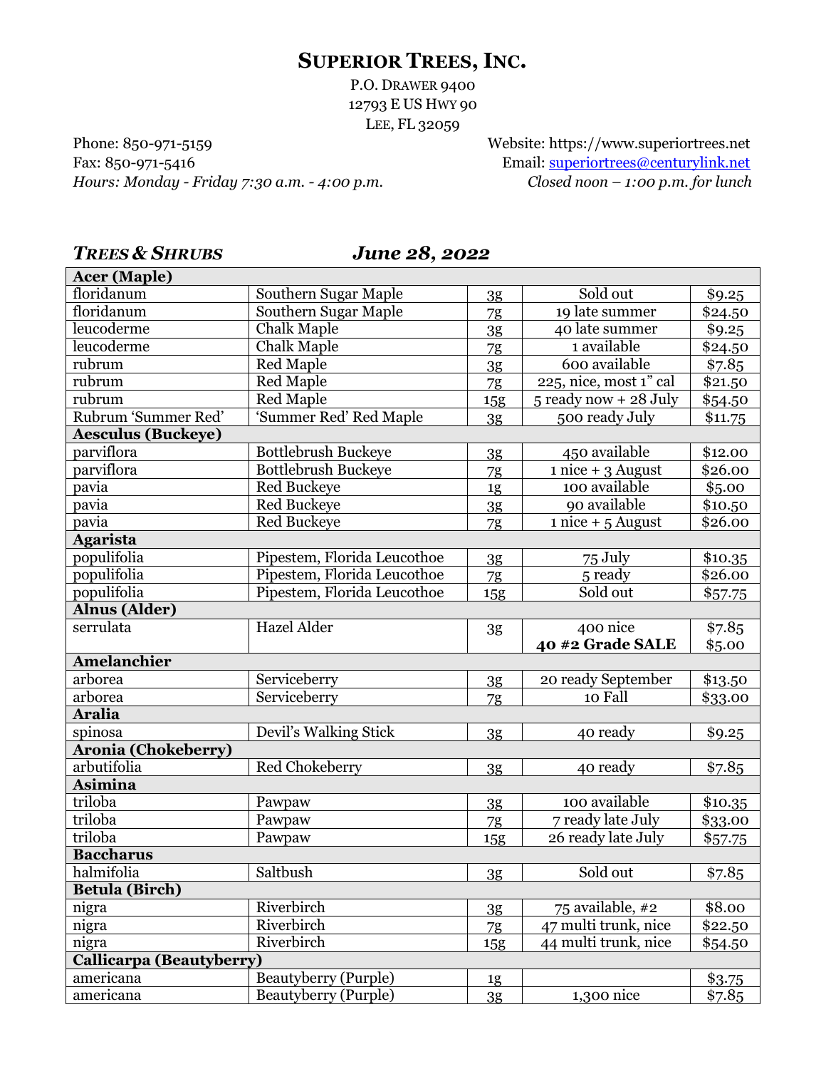# SUPERIOR TREES, INC.

P.O. DRAWER 9400
12793 E US HWY 90
LEE, FL 32059

Phone: 850-971-5159
Fax: 850-971-5416
*Hours: Monday - Friday 7:30 a.m. - 4:00 p.m.*

Website: https://www.superiortrees.net
Email: superiortrees@centurylink.net
*Closed noon – 1:00 p.m. for lunch*

## *TREES & SHRUBS* *June 28, 2022*

| | | | | |
|---|---|---|---|---|
| **Acer (Maple)** | | | | |
| floridanum | Southern Sugar Maple | 3g | Sold out | $9.25 |
| floridanum | Southern Sugar Maple | 7g | 19 late summer | $24.50 |
| leucoderme | Chalk Maple | 3g | 40 late summer | $9.25 |
| leucoderme | Chalk Maple | 7g | 1 available | $24.50 |
| rubrum | Red Maple | 3g | 600 available | $7.85 |
| rubrum | Red Maple | 7g | 225, nice, most 1" cal | $21.50 |
| rubrum | Red Maple | 15g | 5 ready now + 28 July | $54.50 |
| Rubrum 'Summer Red' | 'Summer Red' Red Maple | 3g | 500 ready July | $11.75 |
| **Aesculus (Buckeye)** | | | | |
| parviflora | Bottlebrush Buckeye | 3g | 450 available | $12.00 |
| parviflora | Bottlebrush Buckeye | 7g | 1 nice + 3 August | $26.00 |
| pavia | Red Buckeye | 1g | 100 available | $5.00 |
| pavia | Red Buckeye | 3g | 90 available | $10.50 |
| pavia | Red Buckeye | 7g | 1 nice + 5 August | $26.00 |
| **Agarista** | | | | |
| populifolia | Pipestem, Florida Leucothoe | 3g | 75 July | $10.35 |
| populifolia | Pipestem, Florida Leucothoe | 7g | 5 ready | $26.00 |
| populifolia | Pipestem, Florida Leucothoe | 15g | Sold out | $57.75 |
| **Alnus (Alder)** | | | | |
| serrulata | Hazel Alder | 3g | 400 nice<br>**40 #2 Grade SALE** | $7.85<br>$5.00 |
| **Amelanchier** | | | | |
| arborea | Serviceberry | 3g | 20 ready September | $13.50 |
| arborea | Serviceberry | 7g | 10 Fall | $33.00 |
| **Aralia** | | | | |
| spinosa | Devil's Walking Stick | 3g | 40 ready | $9.25 |
| **Aronia (Chokeberry)** | | | | |
| arbutifolia | Red Chokeberry | 3g | 40 ready | $7.85 |
| **Asimina** | | | | |
| triloba | Pawpaw | 3g | 100 available | $10.35 |
| triloba | Pawpaw | 7g | 7 ready late July | $33.00 |
| triloba | Pawpaw | 15g | 26 ready late July | $57.75 |
| **Baccharus** | | | | |
| halmifolia | Saltbush | 3g | Sold out | $7.85 |
| **Betula (Birch)** | | | | |
| nigra | Riverbirch | 3g | 75 available, #2 | $8.00 |
| nigra | Riverbirch | 7g | 47 multi trunk, nice | $22.50 |
| nigra | Riverbirch | 15g | 44 multi trunk, nice | $54.50 |
| **Callicarpa (Beautyberry)** | | | | |
| americana | Beautyberry (Purple) | 1g | | $3.75 |
| americana | Beautyberry (Purple) | 3g | 1,300 nice | $7.85 |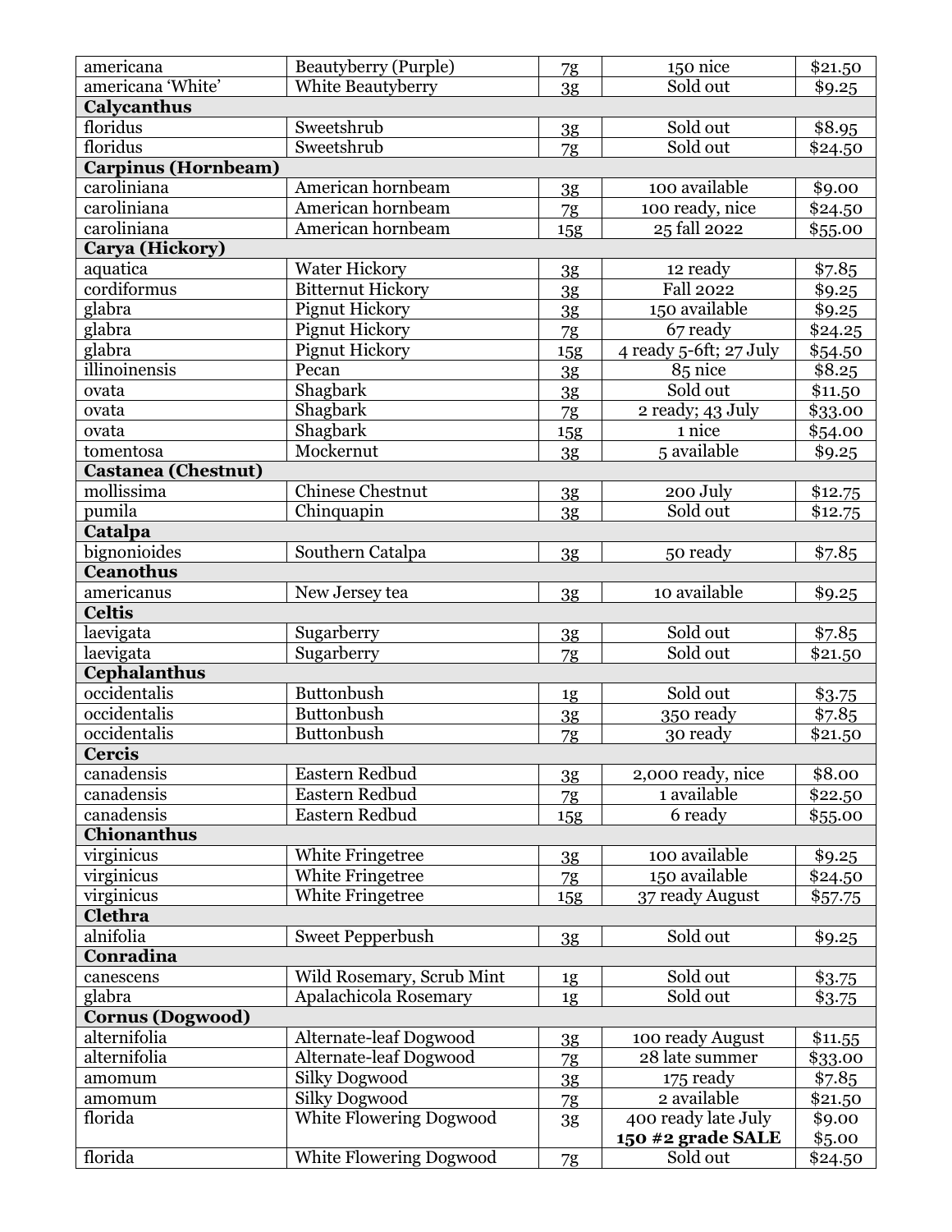| | | | | |
|---|---|---|---|---|
| americana | Beautyberry (Purple) | 7g | 150 nice | $21.50 |
| americana 'White' | White Beautyberry | 3g | Sold out | $9.25 |
| **Calycanthus** | | | | |
| floridus | Sweetshrub | 3g | Sold out | $8.95 |
| floridus | Sweetshrub | 7g | Sold out | $24.50 |
| **Carpinus (Hornbeam)** | | | | |
| caroliniana | American hornbeam | 3g | 100 available | $9.00 |
| caroliniana | American hornbeam | 7g | 100 ready, nice | $24.50 |
| caroliniana | American hornbeam | 15g | 25 fall 2022 | $55.00 |
| **Carya (Hickory)** | | | | |
| aquatica | Water Hickory | 3g | 12 ready | $7.85 |
| cordiformus | Bitternut Hickory | 3g | Fall 2022 | $9.25 |
| glabra | Pignut Hickory | 3g | 150 available | $9.25 |
| glabra | Pignut Hickory | 7g | 67 ready | $24.25 |
| glabra | Pignut Hickory | 15g | 4 ready 5-6ft; 27 July | $54.50 |
| illinoinensis | Pecan | 3g | 85 nice | $8.25 |
| ovata | Shagbark | 3g | Sold out | $11.50 |
| ovata | Shagbark | 7g | 2 ready; 43 July | $33.00 |
| ovata | Shagbark | 15g | 1 nice | $54.00 |
| tomentosa | Mockernut | 3g | 5 available | $9.25 |
| **Castanea (Chestnut)** | | | | |
| mollissima | Chinese Chestnut | 3g | 200 July | $12.75 |
| pumila | Chinquapin | 3g | Sold out | $12.75 |
| **Catalpa** | | | | |
| bignonioides | Southern Catalpa | 3g | 50 ready | $7.85 |
| **Ceanothus** | | | | |
| americanus | New Jersey tea | 3g | 10 available | $9.25 |
| **Celtis** | | | | |
| laevigata | Sugarberry | 3g | Sold out | $7.85 |
| laevigata | Sugarberry | 7g | Sold out | $21.50 |
| **Cephalanthus** | | | | |
| occidentalis | Buttonbush | 1g | Sold out | $3.75 |
| occidentalis | Buttonbush | 3g | 350 ready | $7.85 |
| occidentalis | Buttonbush | 7g | 30 ready | $21.50 |
| **Cercis** | | | | |
| canadensis | Eastern Redbud | 3g | 2,000 ready, nice | $8.00 |
| canadensis | Eastern Redbud | 7g | 1 available | $22.50 |
| canadensis | Eastern Redbud | 15g | 6 ready | $55.00 |
| **Chionanthus** | | | | |
| virginicus | White Fringetree | 3g | 100 available | $9.25 |
| virginicus | White Fringetree | 7g | 150 available | $24.50 |
| virginicus | White Fringetree | 15g | 37 ready August | $57.75 |
| **Clethra** | | | | |
| alnifolia | Sweet Pepperbush | 3g | Sold out | $9.25 |
| **Conradina** | | | | |
| canescens | Wild Rosemary, Scrub Mint | 1g | Sold out | $3.75 |
| glabra | Apalachicola Rosemary | 1g | Sold out | $3.75 |
| **Cornus (Dogwood)** | | | | |
| alternifolia | Alternate-leaf Dogwood | 3g | 100 ready August | $11.55 |
| alternifolia | Alternate-leaf Dogwood | 7g | 28 late summer | $33.00 |
| amomum | Silky Dogwood | 3g | 175 ready | $7.85 |
| amomum | Silky Dogwood | 7g | 2 available | $21.50 |
| florida | White Flowering Dogwood | 3g | 400 ready late July<br>**150 #2 grade SALE** | $9.00<br>$5.00 |
| florida | White Flowering Dogwood | 7g | Sold out | $24.50 |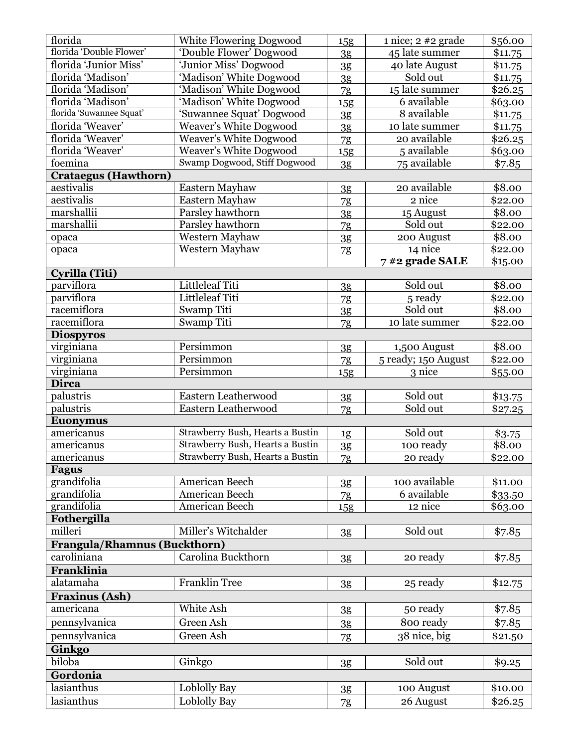| | | | | |
|---|---|---|---|---|
| florida | White Flowering Dogwood | 15g | 1 nice; 2 #2 grade | $56.00 |
| florida 'Double Flower' | 'Double Flower' Dogwood | 3g | 45 late summer | $11.75 |
| florida 'Junior Miss' | 'Junior Miss' Dogwood | 3g | 40 late August | $11.75 |
| florida 'Madison' | 'Madison' White Dogwood | 3g | Sold out | $11.75 |
| florida 'Madison' | 'Madison' White Dogwood | 7g | 15 late summer | $26.25 |
| florida 'Madison' | 'Madison' White Dogwood | 15g | 6 available | $63.00 |
| florida 'Suwannee Squat' | 'Suwannee Squat' Dogwood | 3g | 8 available | $11.75 |
| florida 'Weaver' | Weaver's White Dogwood | 3g | 10 late summer | $11.75 |
| florida 'Weaver' | Weaver's White Dogwood | 7g | 20 available | $26.25 |
| florida 'Weaver' | Weaver's White Dogwood | 15g | 5 available | $63.00 |
| foemina | Swamp Dogwood, Stiff Dogwood | 3g | 75 available | $7.85 |
| **Crataegus (Hawthorn)** | | | | |
| aestivalis | Eastern Mayhaw | 3g | 20 available | $8.00 |
| aestivalis | Eastern Mayhaw | 7g | 2 nice | $22.00 |
| marshallii | Parsley hawthorn | 3g | 15 August | $8.00 |
| marshallii | Parsley hawthorn | 7g | Sold out | $22.00 |
| opaca | Western Mayhaw | 3g | 200 August | $8.00 |
| opaca | Western Mayhaw | 7g | 14 nice<br>**7 #2 grade SALE** | $22.00<br>$15.00 |
| **Cyrilla (Titi)** | | | | |
| parviflora | Littleleaf Titi | 3g | Sold out | $8.00 |
| parviflora | Littleleaf Titi | 7g | 5 ready | $22.00 |
| racemiflora | Swamp Titi | 3g | Sold out | $8.00 |
| racemiflora | Swamp Titi | 7g | 10 late summer | $22.00 |
| **Diospyros** | | | | |
| virginiana | Persimmon | 3g | 1,500 August | $8.00 |
| virginiana | Persimmon | 7g | 5 ready; 150 August | $22.00 |
| virginiana | Persimmon | 15g | 3 nice | $55.00 |
| **Dirca** | | | | |
| palustris | Eastern Leatherwood | 3g | Sold out | $13.75 |
| palustris | Eastern Leatherwood | 7g | Sold out | $27.25 |
| **Euonymus** | | | | |
| americanus | Strawberry Bush, Hearts a Bustin | 1g | Sold out | $3.75 |
| americanus | Strawberry Bush, Hearts a Bustin | 3g | 100 ready | $8.00 |
| americanus | Strawberry Bush, Hearts a Bustin | 7g | 20 ready | $22.00 |
| **Fagus** | | | | |
| grandifolia | American Beech | 3g | 100 available | $11.00 |
| grandifolia | American Beech | 7g | 6 available | $33.50 |
| grandifolia | American Beech | 15g | 12 nice | $63.00 |
| **Fothergilla** | | | | |
| milleri | Miller's Witchalder | 3g | Sold out | $7.85 |
| **Frangula/Rhamnus (Buckthorn)** | | | | |
| caroliniana | Carolina Buckthorn | 3g | 20 ready | $7.85 |
| **Franklinia** | | | | |
| alatamaha | Franklin Tree | 3g | 25 ready | $12.75 |
| **Fraxinus (Ash)** | | | | |
| americana | White Ash | 3g | 50 ready | $7.85 |
| pennsylvanica | Green Ash | 3g | 800 ready | $7.85 |
| pennsylvanica | Green Ash | 7g | 38 nice, big | $21.50 |
| **Ginkgo** | | | | |
| biloba | Ginkgo | 3g | Sold out | $9.25 |
| **Gordonia** | | | | |
| lasianthus | Loblolly Bay | 3g | 100 August | $10.00 |
| lasianthus | Loblolly Bay | 7g | 26 August | $26.25 |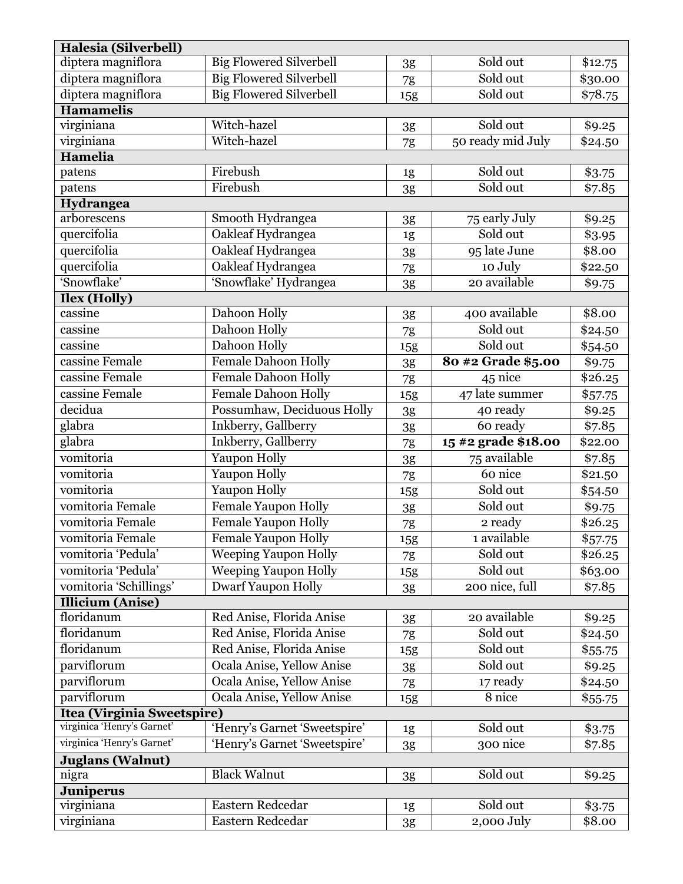| | | | | |
|---|---|---|---|---|
| **Halesia (Silverbell)** | | | | |
| diptera magniflora | Big Flowered Silverbell | 3g | Sold out | $12.75 |
| diptera magniflora | Big Flowered Silverbell | 7g | Sold out | $30.00 |
| diptera magniflora | Big Flowered Silverbell | 15g | Sold out | $78.75 |
| **Hamamelis** | | | | |
| virginiana | Witch-hazel | 3g | Sold out | $9.25 |
| virginiana | Witch-hazel | 7g | 50 ready mid July | $24.50 |
| **Hamelia** | | | | |
| patens | Firebush | 1g | Sold out | $3.75 |
| patens | Firebush | 3g | Sold out | $7.85 |
| **Hydrangea** | | | | |
| arborescens | Smooth Hydrangea | 3g | 75 early July | $9.25 |
| quercifolia | Oakleaf Hydrangea | 1g | Sold out | $3.95 |
| quercifolia | Oakleaf Hydrangea | 3g | 95 late June | $8.00 |
| quercifolia | Oakleaf Hydrangea | 7g | 10 July | $22.50 |
| 'Snowflake' | 'Snowflake' Hydrangea | 3g | 20 available | $9.75 |
| **Ilex (Holly)** | | | | |
| cassine | Dahoon Holly | 3g | 400 available | $8.00 |
| cassine | Dahoon Holly | 7g | Sold out | $24.50 |
| cassine | Dahoon Holly | 15g | Sold out | $54.50 |
| cassine Female | Female Dahoon Holly | 3g | **80 #2 Grade $5.00** | $9.75 |
| cassine Female | Female Dahoon Holly | 7g | 45 nice | $26.25 |
| cassine Female | Female Dahoon Holly | 15g | 47 late summer | $57.75 |
| decidua | Possumhaw, Deciduous Holly | 3g | 40 ready | $9.25 |
| glabra | Inkberry, Gallberry | 3g | 60 ready | $7.85 |
| glabra | Inkberry, Gallberry | 7g | **15 #2 grade $18.00** | $22.00 |
| vomitoria | Yaupon Holly | 3g | 75 available | $7.85 |
| vomitoria | Yaupon Holly | 7g | 60 nice | $21.50 |
| vomitoria | Yaupon Holly | 15g | Sold out | $54.50 |
| vomitoria Female | Female Yaupon Holly | 3g | Sold out | $9.75 |
| vomitoria Female | Female Yaupon Holly | 7g | 2 ready | $26.25 |
| vomitoria Female | Female Yaupon Holly | 15g | 1 available | $57.75 |
| vomitoria 'Pedula' | Weeping Yaupon Holly | 7g | Sold out | $26.25 |
| vomitoria 'Pedula' | Weeping Yaupon Holly | 15g | Sold out | $63.00 |
| vomitoria 'Schillings' | Dwarf Yaupon Holly | 3g | 200 nice, full | $7.85 |
| **Illicium (Anise)** | | | | |
| floridanum | Red Anise, Florida Anise | 3g | 20 available | $9.25 |
| floridanum | Red Anise, Florida Anise | 7g | Sold out | $24.50 |
| floridanum | Red Anise, Florida Anise | 15g | Sold out | $55.75 |
| parviflorum | Ocala Anise, Yellow Anise | 3g | Sold out | $9.25 |
| parviflorum | Ocala Anise, Yellow Anise | 7g | 17 ready | $24.50 |
| parviflorum | Ocala Anise, Yellow Anise | 15g | 8 nice | $55.75 |
| **Itea (Virginia Sweetspire)** | | | | |
| virginica 'Henry's Garnet' | 'Henry's Garnet 'Sweetspire' | 1g | Sold out | $3.75 |
| virginica 'Henry's Garnet' | 'Henry's Garnet 'Sweetspire' | 3g | 300 nice | $7.85 |
| **Juglans (Walnut)** | | | | |
| nigra | Black Walnut | 3g | Sold out | $9.25 |
| **Juniperus** | | | | |
| virginiana | Eastern Redcedar | 1g | Sold out | $3.75 |
| virginiana | Eastern Redcedar | 3g | 2,000 July | $8.00 |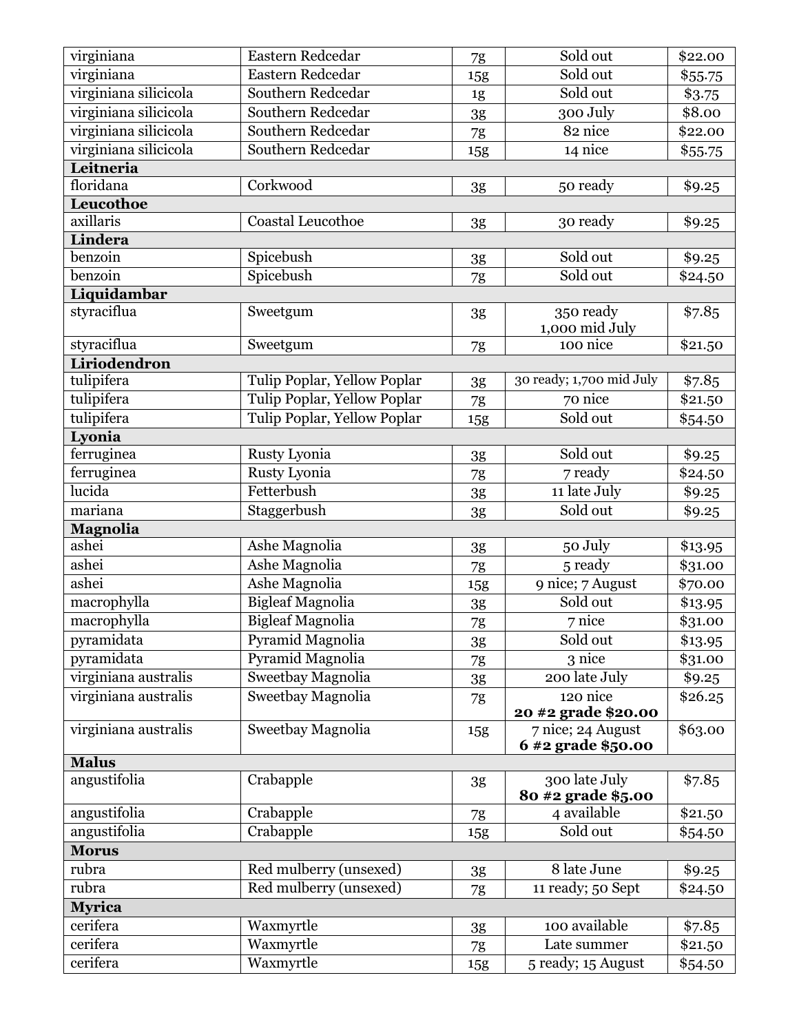| | | | | |
|---|---|---|---|---|
| virginiana | Eastern Redcedar | 7g | Sold out | $22.00 |
| virginiana | Eastern Redcedar | 15g | Sold out | $55.75 |
| virginiana silicicola | Southern Redcedar | 1g | Sold out | $3.75 |
| virginiana silicicola | Southern Redcedar | 3g | 300 July | $8.00 |
| virginiana silicicola | Southern Redcedar | 7g | 82 nice | $22.00 |
| virginiana silicicola | Southern Redcedar | 15g | 14 nice | $55.75 |
| **Leitneria** | | | | |
| floridana | Corkwood | 3g | 50 ready | $9.25 |
| **Leucothoe** | | | | |
| axillaris | Coastal Leucothoe | 3g | 30 ready | $9.25 |
| **Lindera** | | | | |
| benzoin | Spicebush | 3g | Sold out | $9.25 |
| benzoin | Spicebush | 7g | Sold out | $24.50 |
| **Liquidambar** | | | | |
| styraciflua | Sweetgum | 3g | 350 ready<br>1,000 mid July | $7.85 |
| styraciflua | Sweetgum | 7g | 100 nice | $21.50 |
| **Liriodendron** | | | | |
| tulipifera | Tulip Poplar, Yellow Poplar | 3g | 30 ready; 1,700 mid July | $7.85 |
| tulipifera | Tulip Poplar, Yellow Poplar | 7g | 70 nice | $21.50 |
| tulipifera | Tulip Poplar, Yellow Poplar | 15g | Sold out | $54.50 |
| **Lyonia** | | | | |
| ferruginea | Rusty Lyonia | 3g | Sold out | $9.25 |
| ferruginea | Rusty Lyonia | 7g | 7 ready | $24.50 |
| lucida | Fetterbush | 3g | 11 late July | $9.25 |
| mariana | Staggerbush | 3g | Sold out | $9.25 |
| **Magnolia** | | | | |
| ashei | Ashe Magnolia | 3g | 50 July | $13.95 |
| ashei | Ashe Magnolia | 7g | 5 ready | $31.00 |
| ashei | Ashe Magnolia | 15g | 9 nice; 7 August | $70.00 |
| macrophylla | Bigleaf Magnolia | 3g | Sold out | $13.95 |
| macrophylla | Bigleaf Magnolia | 7g | 7 nice | $31.00 |
| pyramidata | Pyramid Magnolia | 3g | Sold out | $13.95 |
| pyramidata | Pyramid Magnolia | 7g | 3 nice | $31.00 |
| virginiana australis | Sweetbay Magnolia | 3g | 200 late July | $9.25 |
| virginiana australis | Sweetbay Magnolia | 7g | 120 nice<br>**20 #2 grade $20.00** | $26.25 |
| virginiana australis | Sweetbay Magnolia | 15g | 7 nice; 24 August<br>**6 #2 grade $50.00** | $63.00 |
| **Malus** | | | | |
| angustifolia | Crabapple | 3g | 300 late July<br>**80 #2 grade $5.00** | $7.85 |
| angustifolia | Crabapple | 7g | 4 available | $21.50 |
| angustifolia | Crabapple | 15g | Sold out | $54.50 |
| **Morus** | | | | |
| rubra | Red mulberry (unsexed) | 3g | 8 late June | $9.25 |
| rubra | Red mulberry (unsexed) | 7g | 11 ready; 50 Sept | $24.50 |
| **Myrica** | | | | |
| cerifera | Waxmyrtle | 3g | 100 available | $7.85 |
| cerifera | Waxmyrtle | 7g | Late summer | $21.50 |
| cerifera | Waxmyrtle | 15g | 5 ready; 15 August | $54.50 |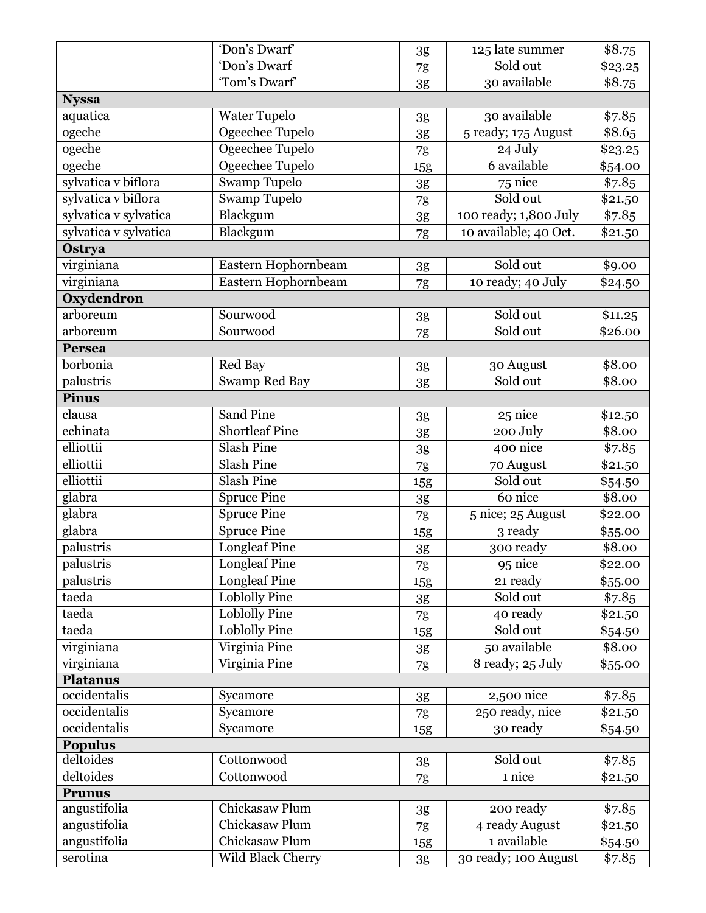| | | | | |
|---|---|---|---|---|
| | 'Don's Dwarf' | 3g | 125 late summer | $8.75 |
| | 'Don's Dwarf | 7g | Sold out | $23.25 |
| | 'Tom's Dwarf' | 3g | 30 available | $8.75 |
| **Nyssa** | | | | |
| aquatica | Water Tupelo | 3g | 30 available | $7.85 |
| ogeche | Ogeechee Tupelo | 3g | 5 ready; 175 August | $8.65 |
| ogeche | Ogeechee Tupelo | 7g | 24 July | $23.25 |
| ogeche | Ogeechee Tupelo | 15g | 6 available | $54.00 |
| sylvatica v biflora | Swamp Tupelo | 3g | 75 nice | $7.85 |
| sylvatica v biflora | Swamp Tupelo | 7g | Sold out | $21.50 |
| sylvatica v sylvatica | Blackgum | 3g | 100 ready; 1,800 July | $7.85 |
| sylvatica v sylvatica | Blackgum | 7g | 10 available; 40 Oct. | $21.50 |
| **Ostrya** | | | | |
| virginiana | Eastern Hophornbeam | 3g | Sold out | $9.00 |
| virginiana | Eastern Hophornbeam | 7g | 10 ready; 40 July | $24.50 |
| **Oxydendron** | | | | |
| arboreum | Sourwood | 3g | Sold out | $11.25 |
| arboreum | Sourwood | 7g | Sold out | $26.00 |
| **Persea** | | | | |
| borbonia | Red Bay | 3g | 30 August | $8.00 |
| palustris | Swamp Red Bay | 3g | Sold out | $8.00 |
| **Pinus** | | | | |
| clausa | Sand Pine | 3g | 25 nice | $12.50 |
| echinata | Shortleaf Pine | 3g | 200 July | $8.00 |
| elliottii | Slash Pine | 3g | 400 nice | $7.85 |
| elliottii | Slash Pine | 7g | 70 August | $21.50 |
| elliottii | Slash Pine | 15g | Sold out | $54.50 |
| glabra | Spruce Pine | 3g | 60 nice | $8.00 |
| glabra | Spruce Pine | 7g | 5 nice; 25 August | $22.00 |
| glabra | Spruce Pine | 15g | 3 ready | $55.00 |
| palustris | Longleaf Pine | 3g | 300 ready | $8.00 |
| palustris | Longleaf Pine | 7g | 95 nice | $22.00 |
| palustris | Longleaf Pine | 15g | 21 ready | $55.00 |
| taeda | Loblolly Pine | 3g | Sold out | $7.85 |
| taeda | Loblolly Pine | 7g | 40 ready | $21.50 |
| taeda | Loblolly Pine | 15g | Sold out | $54.50 |
| virginiana | Virginia Pine | 3g | 50 available | $8.00 |
| virginiana | Virginia Pine | 7g | 8 ready; 25 July | $55.00 |
| **Platanus** | | | | |
| occidentalis | Sycamore | 3g | 2,500 nice | $7.85 |
| occidentalis | Sycamore | 7g | 250 ready, nice | $21.50 |
| occidentalis | Sycamore | 15g | 30 ready | $54.50 |
| **Populus** | | | | |
| deltoides | Cottonwood | 3g | Sold out | $7.85 |
| deltoides | Cottonwood | 7g | 1 nice | $21.50 |
| **Prunus** | | | | |
| angustifolia | Chickasaw Plum | 3g | 200 ready | $7.85 |
| angustifolia | Chickasaw Plum | 7g | 4 ready August | $21.50 |
| angustifolia | Chickasaw Plum | 15g | 1 available | $54.50 |
| serotina | Wild Black Cherry | 3g | 30 ready; 100 August | $7.85 |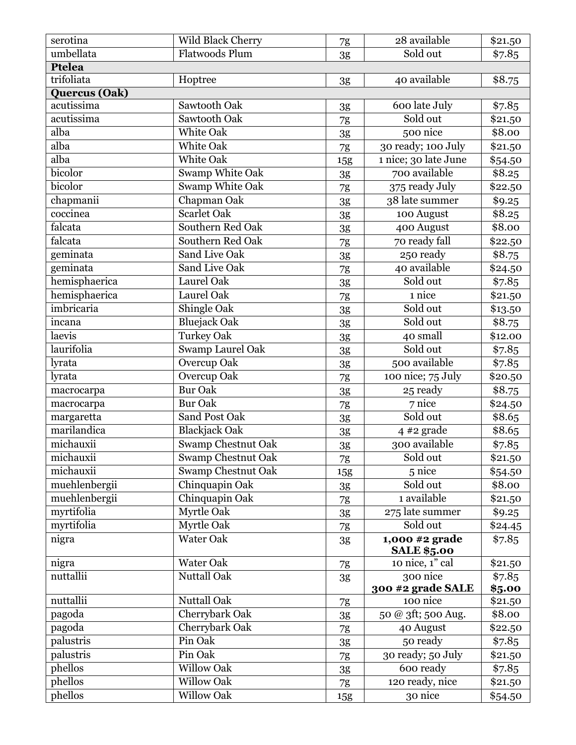| | | | | |
|---|---|---|---|---|
| serotina | Wild Black Cherry | 7g | 28 available | $21.50 |
| umbellata | Flatwoods Plum | 3g | Sold out | $7.85 |
| **Ptelea** | | | | |
| trifoliata | Hoptree | 3g | 40 available | $8.75 |
| **Quercus (Oak)** | | | | |
| acutissima | Sawtooth Oak | 3g | 600 late July | $7.85 |
| acutissima | Sawtooth Oak | 7g | Sold out | $21.50 |
| alba | White Oak | 3g | 500 nice | $8.00 |
| alba | White Oak | 7g | 30 ready; 100 July | $21.50 |
| alba | White Oak | 15g | 1 nice; 30 late June | $54.50 |
| bicolor | Swamp White Oak | 3g | 700 available | $8.25 |
| bicolor | Swamp White Oak | 7g | 375 ready July | $22.50 |
| chapmanii | Chapman Oak | 3g | 38 late summer | $9.25 |
| coccinea | Scarlet Oak | 3g | 100 August | $8.25 |
| falcata | Southern Red Oak | 3g | 400 August | $8.00 |
| falcata | Southern Red Oak | 7g | 70 ready fall | $22.50 |
| geminata | Sand Live Oak | 3g | 250 ready | $8.75 |
| geminata | Sand Live Oak | 7g | 40 available | $24.50 |
| hemisphaerica | Laurel Oak | 3g | Sold out | $7.85 |
| hemisphaerica | Laurel Oak | 7g | 1 nice | $21.50 |
| imbricaria | Shingle Oak | 3g | Sold out | $13.50 |
| incana | Bluejack Oak | 3g | Sold out | $8.75 |
| laevis | Turkey Oak | 3g | 40 small | $12.00 |
| laurifolia | Swamp Laurel Oak | 3g | Sold out | $7.85 |
| lyrata | Overcup Oak | 3g | 500 available | $7.85 |
| lyrata | Overcup Oak | 7g | 100 nice; 75 July | $20.50 |
| macrocarpa | Bur Oak | 3g | 25 ready | $8.75 |
| macrocarpa | Bur Oak | 7g | 7 nice | $24.50 |
| margaretta | Sand Post Oak | 3g | Sold out | $8.65 |
| marilandica | Blackjack Oak | 3g | 4 #2 grade | $8.65 |
| michauxii | Swamp Chestnut Oak | 3g | 300 available | $7.85 |
| michauxii | Swamp Chestnut Oak | 7g | Sold out | $21.50 |
| michauxii | Swamp Chestnut Oak | 15g | 5 nice | $54.50 |
| muehlenbergii | Chinquapin Oak | 3g | Sold out | $8.00 |
| muehlenbergii | Chinquapin Oak | 7g | 1 available | $21.50 |
| myrtifolia | Myrtle Oak | 3g | 275 late summer | $9.25 |
| myrtifolia | Myrtle Oak | 7g | Sold out | $24.45 |
| nigra | Water Oak | 3g | **1,000 #2 grade SALE $5.00** | $7.85 |
| nigra | Water Oak | 7g | 10 nice, 1" cal | $21.50 |
| nuttallii | Nuttall Oak | 3g | 300 nice **300 #2 grade SALE** | $7.85 **$5.00** |
| nuttallii | Nuttall Oak | 7g | 100 nice | $21.50 |
| pagoda | Cherrybark Oak | 3g | 50 @ 3ft; 500 Aug. | $8.00 |
| pagoda | Cherrybark Oak | 7g | 40 August | $22.50 |
| palustris | Pin Oak | 3g | 50 ready | $7.85 |
| palustris | Pin Oak | 7g | 30 ready; 50 July | $21.50 |
| phellos | Willow Oak | 3g | 600 ready | $7.85 |
| phellos | Willow Oak | 7g | 120 ready, nice | $21.50 |
| phellos | Willow Oak | 15g | 30 nice | $54.50 |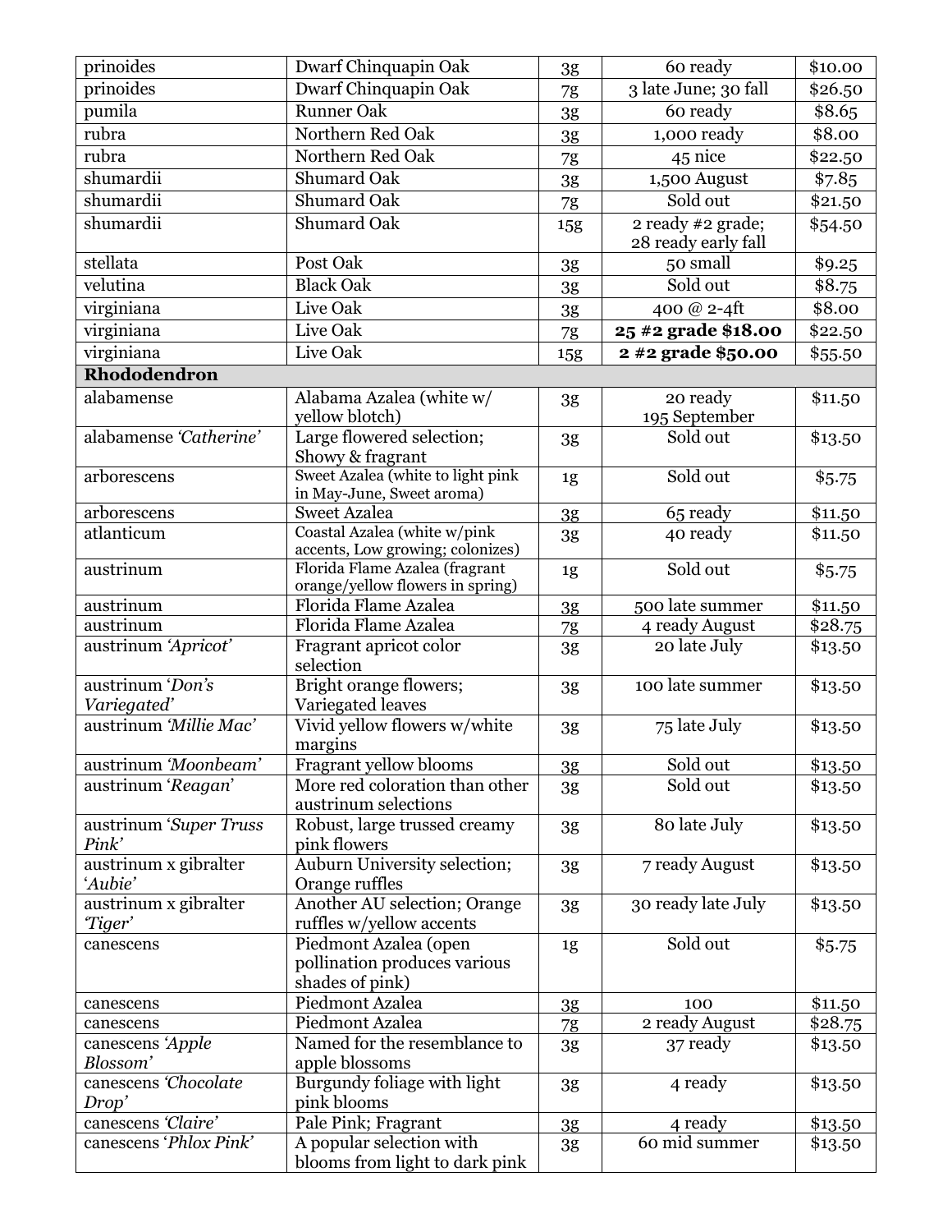| prinoides | Dwarf Chinquapin Oak | 3g | 60 ready | $10.00 |
|---|---|---|---|---|
| prinoides | Dwarf Chinquapin Oak | 7g | 3 late June; 30 fall | $26.50 |
| pumila | Runner Oak | 3g | 60 ready | $8.65 |
| rubra | Northern Red Oak | 3g | 1,000 ready | $8.00 |
| rubra | Northern Red Oak | 7g | 45 nice | $22.50 |
| shumardii | Shumard Oak | 3g | 1,500 August | $7.85 |
| shumardii | Shumard Oak | 7g | Sold out | $21.50 |
| shumardii | Shumard Oak | 15g | 2 ready #2 grade; 28 ready early fall | $54.50 |
| stellata | Post Oak | 3g | 50 small | $9.25 |
| velutina | Black Oak | 3g | Sold out | $8.75 |
| virginiana | Live Oak | 3g | 400 @ 2-4ft | $8.00 |
| virginiana | Live Oak | 7g | **25 #2 grade $18.00** | $22.50 |
| virginiana | Live Oak | 15g | **2 #2 grade $50.00** | $55.50 |
| **Rhododendron** | | | | |
| alabamense | Alabama Azalea (white w/ yellow blotch) | 3g | 20 ready 195 September | $11.50 |
| alabamense *'Catherine'* | Large flowered selection; Showy & fragrant | 3g | Sold out | $13.50 |
| arborescens | Sweet Azalea (white to light pink in May-June, Sweet aroma) | 1g | Sold out | $5.75 |
| arborescens | Sweet Azalea | 3g | 65 ready | $11.50 |
| atlanticum | Coastal Azalea (white w/pink accents, Low growing; colonizes) | 3g | 40 ready | $11.50 |
| austrinum | Florida Flame Azalea (fragrant orange/yellow flowers in spring) | 1g | Sold out | $5.75 |
| austrinum | Florida Flame Azalea | 3g | 500 late summer | $11.50 |
| austrinum | Florida Flame Azalea | 7g | 4 ready August | $28.75 |
| austrinum *'Apricot'* | Fragrant apricot color selection | 3g | 20 late July | $13.50 |
| austrinum *'Don's Variegated'* | Bright orange flowers; Variegated leaves | 3g | 100 late summer | $13.50 |
| austrinum *'Millie Mac'* | Vivid yellow flowers w/white margins | 3g | 75 late July | $13.50 |
| austrinum *'Moonbeam'* | Fragrant yellow blooms | 3g | Sold out | $13.50 |
| austrinum *'Reagan'* | More red coloration than other austrinum selections | 3g | Sold out | $13.50 |
| austrinum *'Super Truss Pink'* | Robust, large trussed creamy pink flowers | 3g | 80 late July | $13.50 |
| austrinum x gibralter *'Aubie'* | Auburn University selection; Orange ruffles | 3g | 7 ready August | $13.50 |
| austrinum x gibralter *'Tiger'* | Another AU selection; Orange ruffles w/yellow accents | 3g | 30 ready late July | $13.50 |
| canescens | Piedmont Azalea (open pollination produces various shades of pink) | 1g | Sold out | $5.75 |
| canescens | Piedmont Azalea | 3g | 100 | $11.50 |
| canescens | Piedmont Azalea | 7g | 2 ready August | $28.75 |
| canescens *'Apple Blossom'* | Named for the resemblance to apple blossoms | 3g | 37 ready | $13.50 |
| canescens *'Chocolate Drop'* | Burgundy foliage with light pink blooms | 3g | 4 ready | $13.50 |
| canescens *'Claire'* | Pale Pink; Fragrant | 3g | 4 ready | $13.50 |
| canescens *'Phlox Pink'* | A popular selection with blooms from light to dark pink | 3g | 60 mid summer | $13.50 |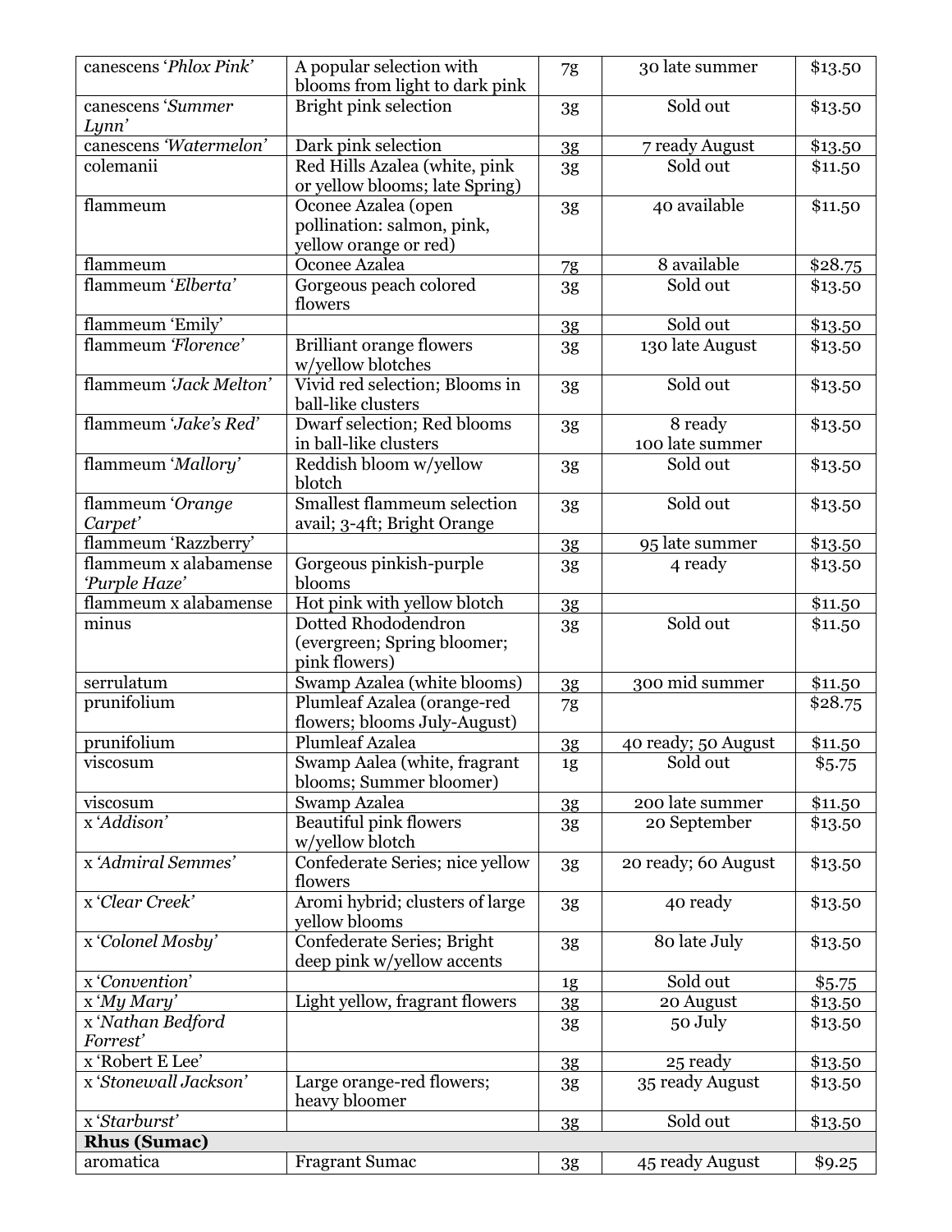| | | | | |
|---|---|---|---|---|
| canescens '*Phlox Pink*' | A popular selection with blooms from light to dark pink | 7g | 30 late summer | $13.50 |
| canescens '*Summer Lynn*' | Bright pink selection | 3g | Sold out | $13.50 |
| canescens *'Watermelon'* | Dark pink selection | 3g | 7 ready August | $13.50 |
| colemanii | Red Hills Azalea (white, pink or yellow blooms; late Spring) | 3g | Sold out | $11.50 |
| flammeum | Oconee Azalea (open pollination: salmon, pink, yellow orange or red) | 3g | 40 available | $11.50 |
| flammeum | Oconee Azalea | 7g | 8 available | $28.75 |
| flammeum '*Elberta*' | Gorgeous peach colored flowers | 3g | Sold out | $13.50 |
| flammeum 'Emily' | | 3g | Sold out | $13.50 |
| flammeum *'Florence'* | Brilliant orange flowers w/yellow blotches | 3g | 130 late August | $13.50 |
| flammeum *'Jack Melton'* | Vivid red selection; Blooms in ball-like clusters | 3g | Sold out | $13.50 |
| flammeum '*Jake's Red*' | Dwarf selection; Red blooms in ball-like clusters | 3g | 8 ready<br>100 late summer | $13.50 |
| flammeum '*Mallory*' | Reddish bloom w/yellow blotch | 3g | Sold out | $13.50 |
| flammeum '*Orange Carpet*' | Smallest flammeum selection avail; 3-4ft; Bright Orange | 3g | Sold out | $13.50 |
| flammeum 'Razzberry' | | 3g | 95 late summer | $13.50 |
| flammeum x alabamense *'Purple Haze'* | Gorgeous pinkish-purple blooms | 3g | 4 ready | $13.50 |
| flammeum x alabamense | Hot pink with yellow blotch | 3g | | $11.50 |
| minus | Dotted Rhododendron (evergreen; Spring bloomer; pink flowers) | 3g | Sold out | $11.50 |
| serrulatum | Swamp Azalea (white blooms) | 3g | 300 mid summer | $11.50 |
| prunifolium | Plumleaf Azalea (orange-red flowers; blooms July-August) | 7g | | $28.75 |
| prunifolium | Plumleaf Azalea | 3g | 40 ready; 50 August | $11.50 |
| viscosum | Swamp Aalea (white, fragrant blooms; Summer bloomer) | 1g | Sold out | $5.75 |
| viscosum | Swamp Azalea | 3g | 200 late summer | $11.50 |
| x '*Addison*' | Beautiful pink flowers w/yellow blotch | 3g | 20 September | $13.50 |
| x *'Admiral Semmes'* | Confederate Series; nice yellow flowers | 3g | 20 ready; 60 August | $13.50 |
| x '*Clear Creek*' | Aromi hybrid; clusters of large yellow blooms | 3g | 40 ready | $13.50 |
| x '*Colonel Mosby*' | Confederate Series; Bright deep pink w/yellow accents | 3g | 80 late July | $13.50 |
| x '*Convention*' | | 1g | Sold out | $5.75 |
| x '*My Mary*' | Light yellow, fragrant flowers | 3g | 20 August | $13.50 |
| x '*Nathan Bedford Forrest*' | | 3g | 50 July | $13.50 |
| x 'Robert E Lee' | | 3g | 25 ready | $13.50 |
| x '*Stonewall Jackson*' | Large orange-red flowers; heavy bloomer | 3g | 35 ready August | $13.50 |
| x '*Starburst*' | | 3g | Sold out | $13.50 |
| **Rhus (Sumac)** | | | | |
| aromatica | Fragrant Sumac | 3g | 45 ready August | $9.25 |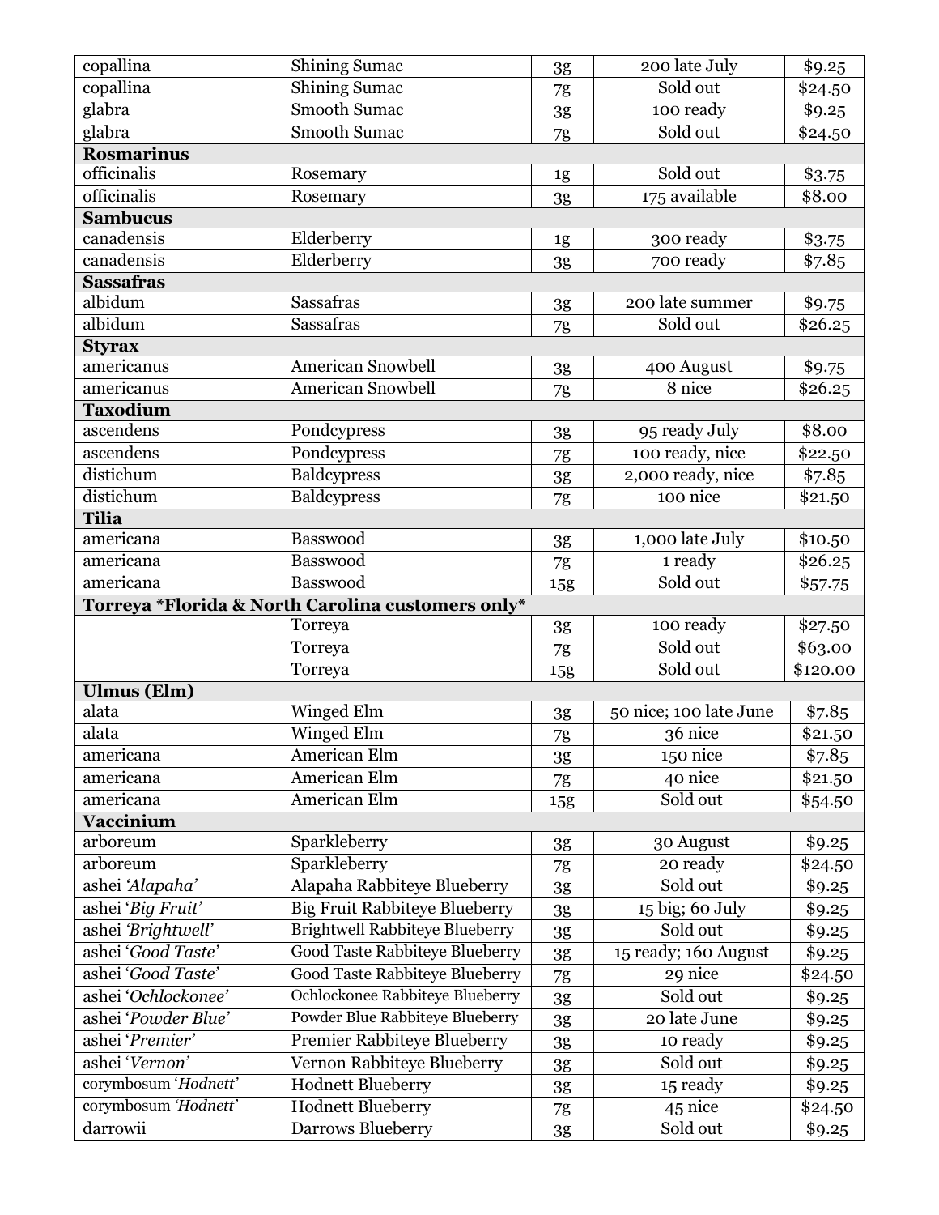| | | | | |
|---|---|---|---|---|
| copallina | Shining Sumac | 3g | 200 late July | $9.25 |
| copallina | Shining Sumac | 7g | Sold out | $24.50 |
| glabra | Smooth Sumac | 3g | 100 ready | $9.25 |
| glabra | Smooth Sumac | 7g | Sold out | $24.50 |
| **Rosmarinus** | | | | |
| officinalis | Rosemary | 1g | Sold out | $3.75 |
| officinalis | Rosemary | 3g | 175 available | $8.00 |
| **Sambucus** | | | | |
| canadensis | Elderberry | 1g | 300 ready | $3.75 |
| canadensis | Elderberry | 3g | 700 ready | $7.85 |
| **Sassafras** | | | | |
| albidum | Sassafras | 3g | 200 late summer | $9.75 |
| albidum | Sassafras | 7g | Sold out | $26.25 |
| **Styrax** | | | | |
| americanus | American Snowbell | 3g | 400 August | $9.75 |
| americanus | American Snowbell | 7g | 8 nice | $26.25 |
| **Taxodium** | | | | |
| ascendens | Pondcypress | 3g | 95 ready July | $8.00 |
| ascendens | Pondcypress | 7g | 100 ready, nice | $22.50 |
| distichum | Baldcypress | 3g | 2,000 ready, nice | $7.85 |
| distichum | Baldcypress | 7g | 100 nice | $21.50 |
| **Tilia** | | | | |
| americana | Basswood | 3g | 1,000 late July | $10.50 |
| americana | Basswood | 7g | 1 ready | $26.25 |
| americana | Basswood | 15g | Sold out | $57.75 |
| **Torreya *Florida & North Carolina customers only*** | | | | |
| | Torreya | 3g | 100 ready | $27.50 |
| | Torreya | 7g | Sold out | $63.00 |
| | Torreya | 15g | Sold out | $120.00 |
| **Ulmus (Elm)** | | | | |
| alata | Winged Elm | 3g | 50 nice; 100 late June | $7.85 |
| alata | Winged Elm | 7g | 36 nice | $21.50 |
| americana | American Elm | 3g | 150 nice | $7.85 |
| americana | American Elm | 7g | 40 nice | $21.50 |
| americana | American Elm | 15g | Sold out | $54.50 |
| **Vaccinium** | | | | |
| arboreum | Sparkleberry | 3g | 30 August | $9.25 |
| arboreum | Sparkleberry | 7g | 20 ready | $24.50 |
| ashei *'Alapaha'* | Alapaha Rabbiteye Blueberry | 3g | Sold out | $9.25 |
| ashei *'Big Fruit'* | Big Fruit Rabbiteye Blueberry | 3g | 15 big; 60 July | $9.25 |
| ashei *'Brightwell'* | Brightwell Rabbiteye Blueberry | 3g | Sold out | $9.25 |
| ashei *'Good Taste'* | Good Taste Rabbiteye Blueberry | 3g | 15 ready; 160 August | $9.25 |
| ashei *'Good Taste'* | Good Taste Rabbiteye Blueberry | 7g | 29 nice | $24.50 |
| ashei *'Ochlockonee'* | Ochlockonee Rabbiteye Blueberry | 3g | Sold out | $9.25 |
| ashei *'Powder Blue'* | Powder Blue Rabbiteye Blueberry | 3g | 20 late June | $9.25 |
| ashei *'Premier'* | Premier Rabbiteye Blueberry | 3g | 10 ready | $9.25 |
| ashei *'Vernon'* | Vernon Rabbiteye Blueberry | 3g | Sold out | $9.25 |
| corymbosum *'Hodnett'* | Hodnett Blueberry | 3g | 15 ready | $9.25 |
| corymbosum *'Hodnett'* | Hodnett Blueberry | 7g | 45 nice | $24.50 |
| darrowii | Darrows Blueberry | 3g | Sold out | $9.25 |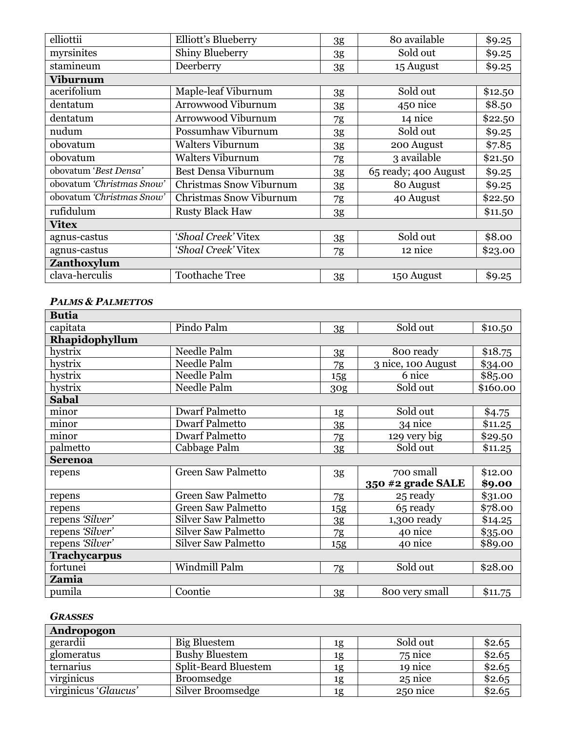| | | | | |
|---|---|---|---|---|
| elliottii | Elliott's Blueberry | 3g | 80 available | $9.25 |
| myrsinites | Shiny Blueberry | 3g | Sold out | $9.25 |
| stamineum | Deerberry | 3g | 15 August | $9.25 |
| **Viburnum** | | | | |
| acerifolium | Maple-leaf Viburnum | 3g | Sold out | $12.50 |
| dentatum | Arrowwood Viburnum | 3g | 450 nice | $8.50 |
| dentatum | Arrowwood Viburnum | 7g | 14 nice | $22.50 |
| nudum | Possumhaw Viburnum | 3g | Sold out | $9.25 |
| obovatum | Walters Viburnum | 3g | 200 August | $7.85 |
| obovatum | Walters Viburnum | 7g | 3 available | $21.50 |
| obovatum '*Best Densa*' | Best Densa Viburnum | 3g | 65 ready; 400 August | $9.25 |
| obovatum '*Christmas Snow*' | Christmas Snow Viburnum | 3g | 80 August | $9.25 |
| obovatum '*Christmas Snow*' | Christmas Snow Viburnum | 7g | 40 August | $22.50 |
| rufidulum | Rusty Black Haw | 3g | | $11.50 |
| **Vitex** | | | | |
| agnus-castus | '*Shoal Creek*' Vitex | 3g | Sold out | $8.00 |
| agnus-castus | '*Shoal Creek*' Vitex | 7g | 12 nice | $23.00 |
| **Zanthoxylum** | | | | |
| clava-herculis | Toothache Tree | 3g | 150 August | $9.25 |

### *PALMS & PALMETTOS*

| | | | | |
|---|---|---|---|---|
| **Butia** | | | | |
| capitata | Pindo Palm | 3g | Sold out | $10.50 |
| **Rhapidophyllum** | | | | |
| hystrix | Needle Palm | 3g | 800 ready | $18.75 |
| hystrix | Needle Palm | 7g | 3 nice, 100 August | $34.00 |
| hystrix | Needle Palm | 15g | 6 nice | $85.00 |
| hystrix | Needle Palm | 30g | Sold out | $160.00 |
| **Sabal** | | | | |
| minor | Dwarf Palmetto | 1g | Sold out | $4.75 |
| minor | Dwarf Palmetto | 3g | 34 nice | $11.25 |
| minor | Dwarf Palmetto | 7g | 129 very big | $29.50 |
| palmetto | Cabbage Palm | 3g | Sold out | $11.25 |
| **Serenoa** | | | | |
| repens | Green Saw Palmetto | 3g | 700 small<br>**350 #2 grade SALE** | $12.00<br>**$9.00** |
| repens | Green Saw Palmetto | 7g | 25 ready | $31.00 |
| repens | Green Saw Palmetto | 15g | 65 ready | $78.00 |
| repens '*Silver*' | Silver Saw Palmetto | 3g | 1,300 ready | $14.25 |
| repens '*Silver*' | Silver Saw Palmetto | 7g | 40 nice | $35.00 |
| repens '*Silver*' | Silver Saw Palmetto | 15g | 40 nice | $89.00 |
| **Trachycarpus** | | | | |
| fortunei | Windmill Palm | 7g | Sold out | $28.00 |
| **Zamia** | | | | |
| pumila | Coontie | 3g | 800 very small | $11.75 |

### *GRASSES*

| | | | | |
|---|---|---|---|---|
| **Andropogon** | | | | |
| gerardii | Big Bluestem | 1g | Sold out | $2.65 |
| glomeratus | Bushy Bluestem | 1g | 75 nice | $2.65 |
| ternarius | Split-Beard Bluestem | 1g | 19 nice | $2.65 |
| virginicus | Broomsedge | 1g | 25 nice | $2.65 |
| virginicus '*Glaucus*' | Silver Broomsedge | 1g | 250 nice | $2.65 |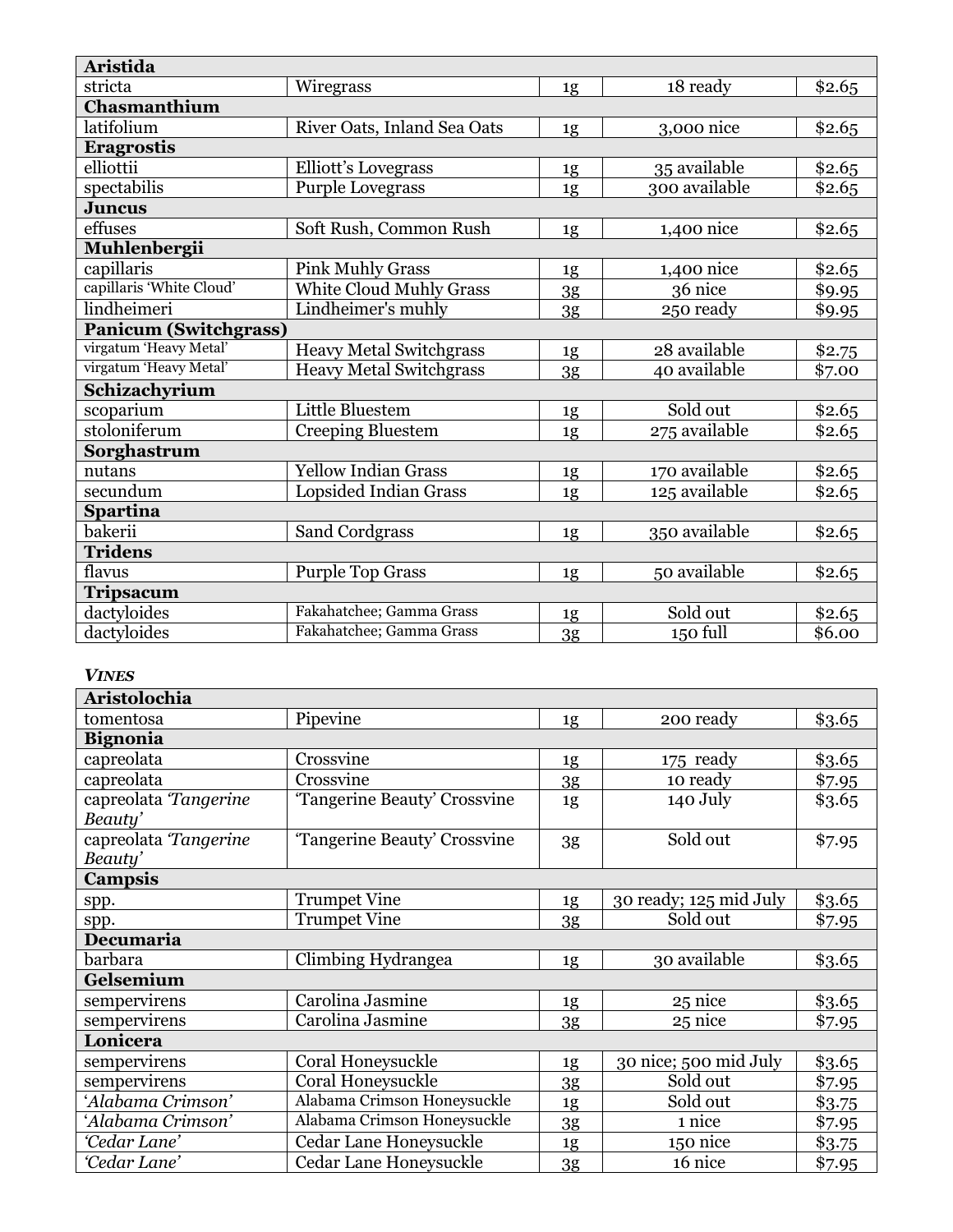| Aristida | | | | |
|---|---|---|---|---|
| stricta | Wiregrass | 1g | 18 ready | $2.65 |
| **Chasmanthium** | | | | |
| latifolium | River Oats, Inland Sea Oats | 1g | 3,000 nice | $2.65 |
| **Eragrostis** | | | | |
| elliottii | Elliott's Lovegrass | 1g | 35 available | $2.65 |
| spectabilis | Purple Lovegrass | 1g | 300 available | $2.65 |
| **Juncus** | | | | |
| effuses | Soft Rush, Common Rush | 1g | 1,400 nice | $2.65 |
| **Muhlenbergii** | | | | |
| capillaris | Pink Muhly Grass | 1g | 1,400 nice | $2.65 |
| capillaris 'White Cloud' | White Cloud Muhly Grass | 3g | 36 nice | $9.95 |
| lindheimeri | Lindheimer's muhly | 3g | 250 ready | $9.95 |
| **Panicum (Switchgrass)** | | | | |
| virgatum 'Heavy Metal' | Heavy Metal Switchgrass | 1g | 28 available | $2.75 |
| virgatum 'Heavy Metal' | Heavy Metal Switchgrass | 3g | 40 available | $7.00 |
| **Schizachyrium** | | | | |
| scoparium | Little Bluestem | 1g | Sold out | $2.65 |
| stoloniferum | Creeping Bluestem | 1g | 275 available | $2.65 |
| **Sorghastrum** | | | | |
| nutans | Yellow Indian Grass | 1g | 170 available | $2.65 |
| secundum | Lopsided Indian Grass | 1g | 125 available | $2.65 |
| **Spartina** | | | | |
| bakerii | Sand Cordgrass | 1g | 350 available | $2.65 |
| **Tridens** | | | | |
| flavus | Purple Top Grass | 1g | 50 available | $2.65 |
| **Tripsacum** | | | | |
| dactyloides | Fakahatchee; Gamma Grass | 1g | Sold out | $2.65 |
| dactyloides | Fakahatchee; Gamma Grass | 3g | 150 full | $6.00 |

***VINES***

| Aristolochia | | | | |
|---|---|---|---|---|
| tomentosa | Pipevine | 1g | 200 ready | $3.65 |
| **Bignonia** | | | | |
| capreolata | Crossvine | 1g | 175 ready | $3.65 |
| capreolata | Crossvine | 3g | 10 ready | $7.95 |
| capreolata *'Tangerine Beauty'* | 'Tangerine Beauty' Crossvine | 1g | 140 July | $3.65 |
| capreolata *'Tangerine Beauty'* | 'Tangerine Beauty' Crossvine | 3g | Sold out | $7.95 |
| **Campsis** | | | | |
| spp. | Trumpet Vine | 1g | 30 ready; 125 mid July | $3.65 |
| spp. | Trumpet Vine | 3g | Sold out | $7.95 |
| **Decumaria** | | | | |
| barbara | Climbing Hydrangea | 1g | 30 available | $3.65 |
| **Gelsemium** | | | | |
| sempervirens | Carolina Jasmine | 1g | 25 nice | $3.65 |
| sempervirens | Carolina Jasmine | 3g | 25 nice | $7.95 |
| **Lonicera** | | | | |
| sempervirens | Coral Honeysuckle | 1g | 30 nice; 500 mid July | $3.65 |
| sempervirens | Coral Honeysuckle | 3g | Sold out | $7.95 |
| *'Alabama Crimson'* | Alabama Crimson Honeysuckle | 1g | Sold out | $3.75 |
| *'Alabama Crimson'* | Alabama Crimson Honeysuckle | 3g | 1 nice | $7.95 |
| *'Cedar Lane'* | Cedar Lane Honeysuckle | 1g | 150 nice | $3.75 |
| *'Cedar Lane'* | Cedar Lane Honeysuckle | 3g | 16 nice | $7.95 |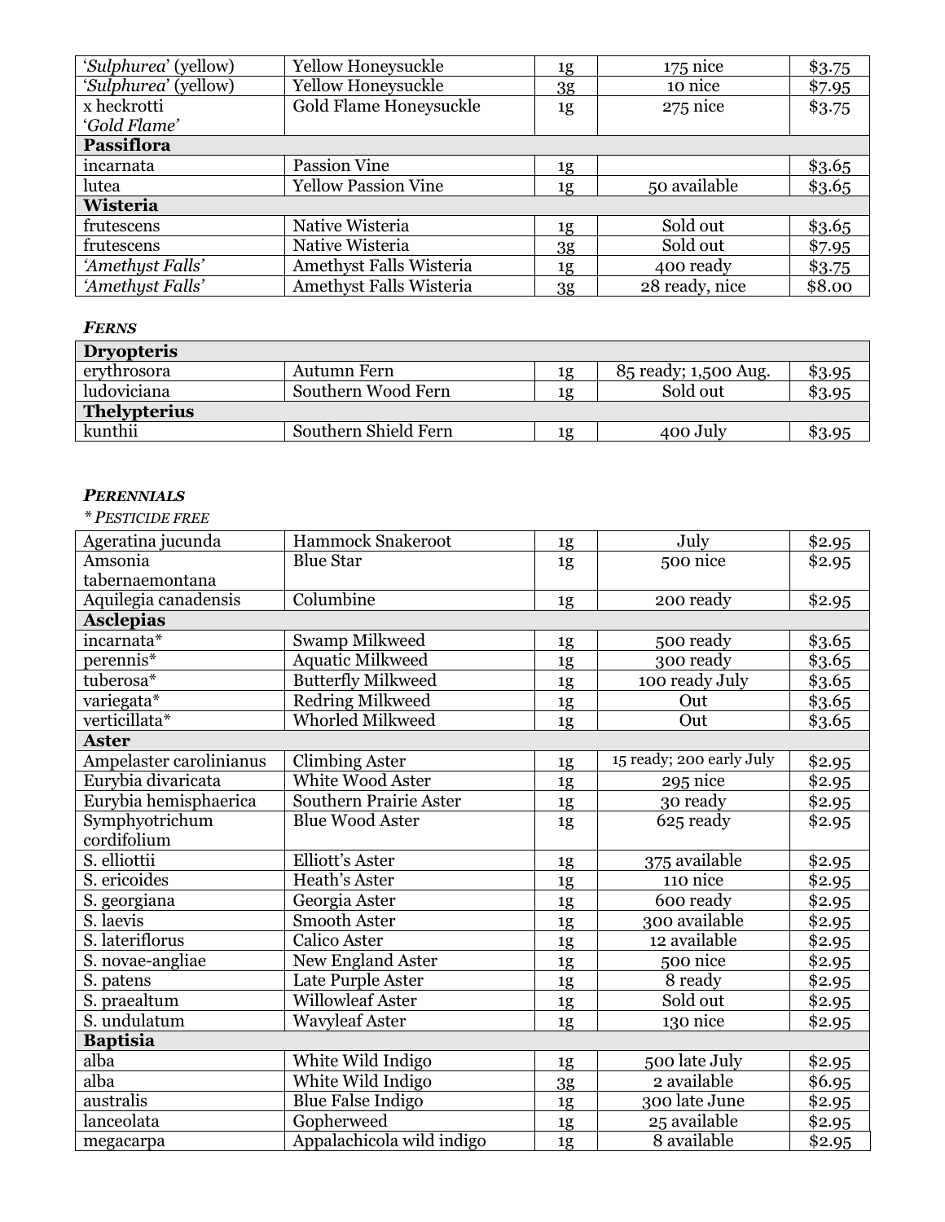| | | | | |
|---|---|---|---|---|
| '*Sulphurea*' (yellow) | Yellow Honeysuckle | 1g | 175 nice | $3.75 |
| '*Sulphurea*' (yellow) | Yellow Honeysuckle | 3g | 10 nice | $7.95 |
| x heckrotti '*Gold Flame*' | Gold Flame Honeysuckle | 1g | 275 nice | $3.75 |
| **Passiflora** | | | | |
| incarnata | Passion Vine | 1g | | $3.65 |
| lutea | Yellow Passion Vine | 1g | 50 available | $3.65 |
| **Wisteria** | | | | |
| frutescens | Native Wisteria | 1g | Sold out | $3.65 |
| frutescens | Native Wisteria | 3g | Sold out | $7.95 |
| *'Amethyst Falls'* | Amethyst Falls Wisteria | 1g | 400 ready | $3.75 |
| *'Amethyst Falls'* | Amethyst Falls Wisteria | 3g | 28 ready, nice | $8.00 |

***FERNS***

| | | | | |
|---|---|---|---|---|
| **Dryopteris** | | | | |
| erythrosora | Autumn Fern | 1g | 85 ready; 1,500 Aug. | $3.95 |
| ludoviciana | Southern Wood Fern | 1g | Sold out | $3.95 |
| **Thelypterius** | | | | |
| kunthii | Southern Shield Fern | 1g | 400 July | $3.95 |

***PERENNIALS***

*\* PESTICIDE FREE*

| | | | | |
|---|---|---|---|---|
| Ageratina jucunda | Hammock Snakeroot | 1g | July | $2.95 |
| Amsonia tabernaemontana | Blue Star | 1g | 500 nice | $2.95 |
| Aquilegia canadensis | Columbine | 1g | 200 ready | $2.95 |
| **Asclepias** | | | | |
| incarnata* | Swamp Milkweed | 1g | 500 ready | $3.65 |
| perennis* | Aquatic Milkweed | 1g | 300 ready | $3.65 |
| tuberosa* | Butterfly Milkweed | 1g | 100 ready July | $3.65 |
| variegata* | Redring Milkweed | 1g | Out | $3.65 |
| verticillata* | Whorled Milkweed | 1g | Out | $3.65 |
| **Aster** | | | | |
| Ampelaster carolinianus | Climbing Aster | 1g | 15 ready; 200 early July | $2.95 |
| Eurybia divaricata | White Wood Aster | 1g | 295 nice | $2.95 |
| Eurybia hemisphaerica | Southern Prairie Aster | 1g | 30 ready | $2.95 |
| Symphyotrichum cordifolium | Blue Wood Aster | 1g | 625 ready | $2.95 |
| S. elliottii | Elliott's Aster | 1g | 375 available | $2.95 |
| S. ericoides | Heath's Aster | 1g | 110 nice | $2.95 |
| S. georgiana | Georgia Aster | 1g | 600 ready | $2.95 |
| S. laevis | Smooth Aster | 1g | 300 available | $2.95 |
| S. lateriflorus | Calico Aster | 1g | 12 available | $2.95 |
| S. novae-angliae | New England Aster | 1g | 500 nice | $2.95 |
| S. patens | Late Purple Aster | 1g | 8 ready | $2.95 |
| S. praealtum | Willowleaf Aster | 1g | Sold out | $2.95 |
| S. undulatum | Wavyleaf Aster | 1g | 130 nice | $2.95 |
| **Baptisia** | | | | |
| alba | White Wild Indigo | 1g | 500 late July | $2.95 |
| alba | White Wild Indigo | 3g | 2 available | $6.95 |
| australis | Blue False Indigo | 1g | 300 late June | $2.95 |
| lanceolata | Gopherweed | 1g | 25 available | $2.95 |
| megacarpa | Appalachicola wild indigo | 1g | 8 available | $2.95 |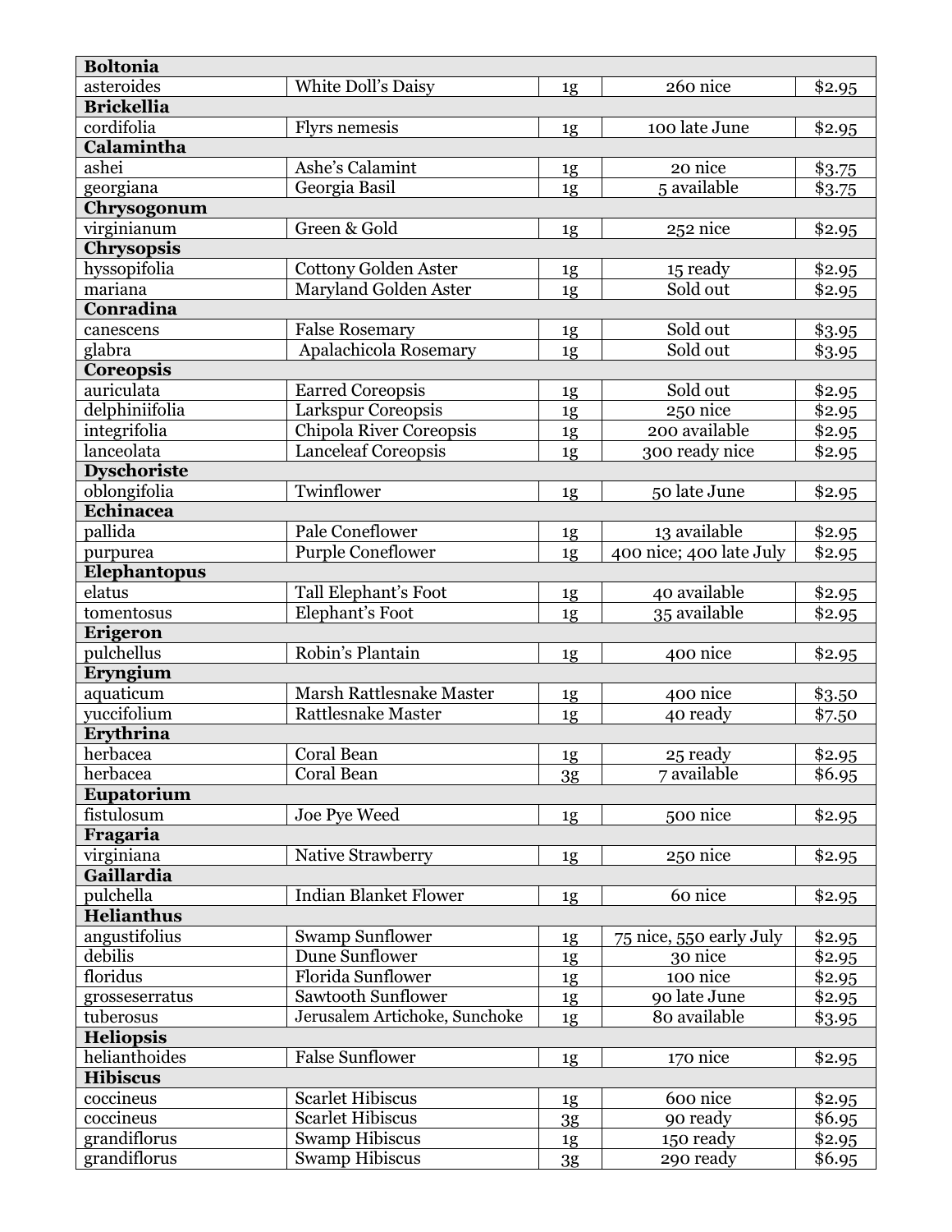| | | | | |
|---|---|---|---|---|
| **Boltonia** | | | | |
| asteroides | White Doll's Daisy | 1g | 260 nice | $2.95 |
| **Brickellia** | | | | |
| cordifolia | Flyrs nemesis | 1g | 100 late June | $2.95 |
| **Calamintha** | | | | |
| ashei | Ashe's Calamint | 1g | 20 nice | $3.75 |
| georgiana | Georgia Basil | 1g | 5 available | $3.75 |
| **Chrysogonum** | | | | |
| virginianum | Green & Gold | 1g | 252 nice | $2.95 |
| **Chrysopsis** | | | | |
| hyssopifolia | Cottony Golden Aster | 1g | 15 ready | $2.95 |
| mariana | Maryland Golden Aster | 1g | Sold out | $2.95 |
| **Conradina** | | | | |
| canescens | False Rosemary | 1g | Sold out | $3.95 |
| glabra | Apalachicola Rosemary | 1g | Sold out | $3.95 |
| **Coreopsis** | | | | |
| auriculata | Earred Coreopsis | 1g | Sold out | $2.95 |
| delphiniifolia | Larkspur Coreopsis | 1g | 250 nice | $2.95 |
| integrifolia | Chipola River Coreopsis | 1g | 200 available | $2.95 |
| lanceolata | Lanceleaf Coreopsis | 1g | 300 ready nice | $2.95 |
| **Dyschoriste** | | | | |
| oblongifolia | Twinflower | 1g | 50 late June | $2.95 |
| **Echinacea** | | | | |
| pallida | Pale Coneflower | 1g | 13 available | $2.95 |
| purpurea | Purple Coneflower | 1g | 400 nice; 400 late July | $2.95 |
| **Elephantopus** | | | | |
| elatus | Tall Elephant's Foot | 1g | 40 available | $2.95 |
| tomentosus | Elephant's Foot | 1g | 35 available | $2.95 |
| **Erigeron** | | | | |
| pulchellus | Robin's Plantain | 1g | 400 nice | $2.95 |
| **Eryngium** | | | | |
| aquaticum | Marsh Rattlesnake Master | 1g | 400 nice | $3.50 |
| yuccifolium | Rattlesnake Master | 1g | 40 ready | $7.50 |
| **Erythrina** | | | | |
| herbacea | Coral Bean | 1g | 25 ready | $2.95 |
| herbacea | Coral Bean | 3g | 7 available | $6.95 |
| **Eupatorium** | | | | |
| fistulosum | Joe Pye Weed | 1g | 500 nice | $2.95 |
| **Fragaria** | | | | |
| virginiana | Native Strawberry | 1g | 250 nice | $2.95 |
| **Gaillardia** | | | | |
| pulchella | Indian Blanket Flower | 1g | 60 nice | $2.95 |
| **Helianthus** | | | | |
| angustifolius | Swamp Sunflower | 1g | 75 nice, 550 early July | $2.95 |
| debilis | Dune Sunflower | 1g | 30 nice | $2.95 |
| floridus | Florida Sunflower | 1g | 100 nice | $2.95 |
| grosseserratus | Sawtooth Sunflower | 1g | 90 late June | $2.95 |
| tuberosus | Jerusalem Artichoke, Sunchoke | 1g | 80 available | $3.95 |
| **Heliopsis** | | | | |
| helianthoides | False Sunflower | 1g | 170 nice | $2.95 |
| **Hibiscus** | | | | |
| coccineus | Scarlet Hibiscus | 1g | 600 nice | $2.95 |
| coccineus | Scarlet Hibiscus | 3g | 90 ready | $6.95 |
| grandiflorus | Swamp Hibiscus | 1g | 150 ready | $2.95 |
| grandiflorus | Swamp Hibiscus | 3g | 290 ready | $6.95 |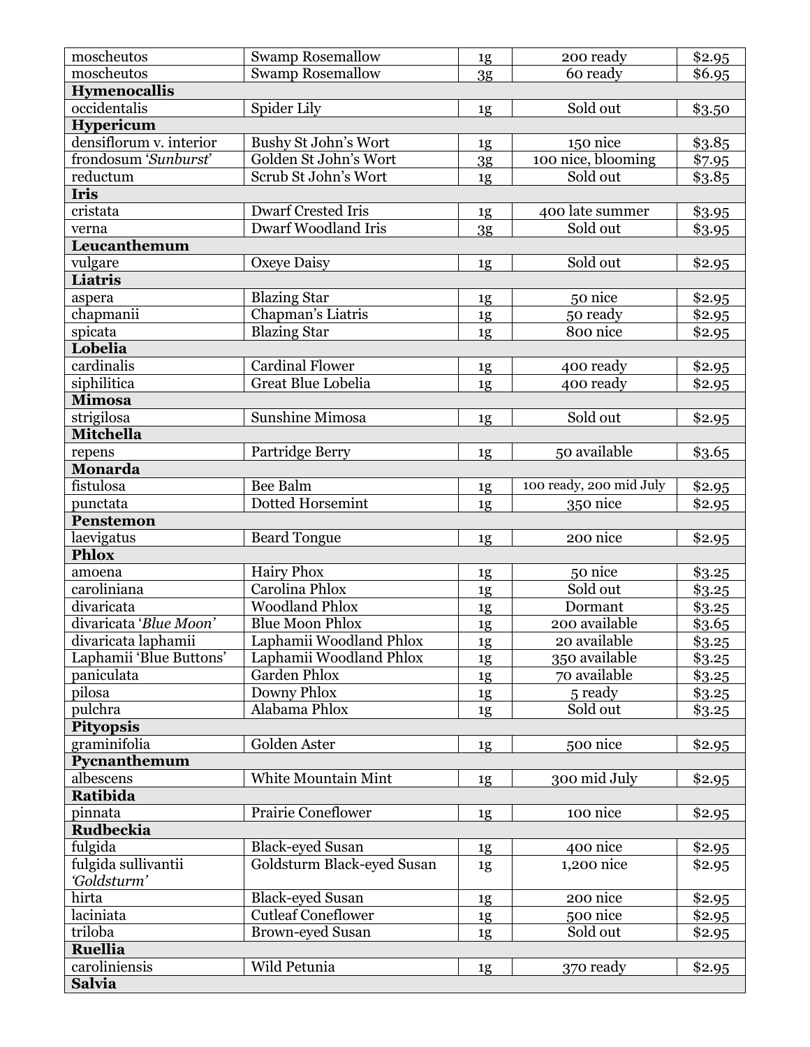| | | | | |
|---|---|---|---|---|
| moscheutos | Swamp Rosemallow | 1g | 200 ready | $2.95 |
| moscheutos | Swamp Rosemallow | 3g | 60 ready | $6.95 |
| **Hymenocallis** | | | | |
| occidentalis | Spider Lily | 1g | Sold out | $3.50 |
| **Hypericum** | | | | |
| densiflorum v. interior | Bushy St John's Wort | 1g | 150 nice | $3.85 |
| frondosum '*Sunburst*' | Golden St John's Wort | 3g | 100 nice, blooming | $7.95 |
| reductum | Scrub St John's Wort | 1g | Sold out | $3.85 |
| **Iris** | | | | |
| cristata | Dwarf Crested Iris | 1g | 400 late summer | $3.95 |
| verna | Dwarf Woodland Iris | 3g | Sold out | $3.95 |
| **Leucanthemum** | | | | |
| vulgare | Oxeye Daisy | 1g | Sold out | $2.95 |
| **Liatris** | | | | |
| aspera | Blazing Star | 1g | 50 nice | $2.95 |
| chapmanii | Chapman's Liatris | 1g | 50 ready | $2.95 |
| spicata | Blazing Star | 1g | 800 nice | $2.95 |
| **Lobelia** | | | | |
| cardinalis | Cardinal Flower | 1g | 400 ready | $2.95 |
| siphilitica | Great Blue Lobelia | 1g | 400 ready | $2.95 |
| **Mimosa** | | | | |
| strigilosa | Sunshine Mimosa | 1g | Sold out | $2.95 |
| **Mitchella** | | | | |
| repens | Partridge Berry | 1g | 50 available | $3.65 |
| **Monarda** | | | | |
| fistulosa | Bee Balm | 1g | 100 ready, 200 mid July | $2.95 |
| punctata | Dotted Horsemint | 1g | 350 nice | $2.95 |
| **Penstemon** | | | | |
| laevigatus | Beard Tongue | 1g | 200 nice | $2.95 |
| **Phlox** | | | | |
| amoena | Hairy Phox | 1g | 50 nice | $3.25 |
| caroliniana | Carolina Phlox | 1g | Sold out | $3.25 |
| divaricata | Woodland Phlox | 1g | Dormant | $3.25 |
| divaricata '*Blue Moon*' | Blue Moon Phlox | 1g | 200 available | $3.65 |
| divaricata laphamii | Laphamii Woodland Phlox | 1g | 20 available | $3.25 |
| Laphamii 'Blue Buttons' | Laphamii Woodland Phlox | 1g | 350 available | $3.25 |
| paniculata | Garden Phlox | 1g | 70 available | $3.25 |
| pilosa | Downy Phlox | 1g | 5 ready | $3.25 |
| pulchra | Alabama Phlox | 1g | Sold out | $3.25 |
| **Pityopsis** | | | | |
| graminifolia | Golden Aster | 1g | 500 nice | $2.95 |
| **Pycnanthemum** | | | | |
| albescens | White Mountain Mint | 1g | 300 mid July | $2.95 |
| **Ratibida** | | | | |
| pinnata | Prairie Coneflower | 1g | 100 nice | $2.95 |
| **Rudbeckia** | | | | |
| fulgida | Black-eyed Susan | 1g | 400 nice | $2.95 |
| fulgida sullivantii *'Goldsturm'* | Goldsturm Black-eyed Susan | 1g | 1,200 nice | $2.95 |
| hirta | Black-eyed Susan | 1g | 200 nice | $2.95 |
| laciniata | Cutleaf Coneflower | 1g | 500 nice | $2.95 |
| triloba | Brown-eyed Susan | 1g | Sold out | $2.95 |
| **Ruellia** | | | | |
| caroliniensis | Wild Petunia | 1g | 370 ready | $2.95 |
| **Salvia** | | | | |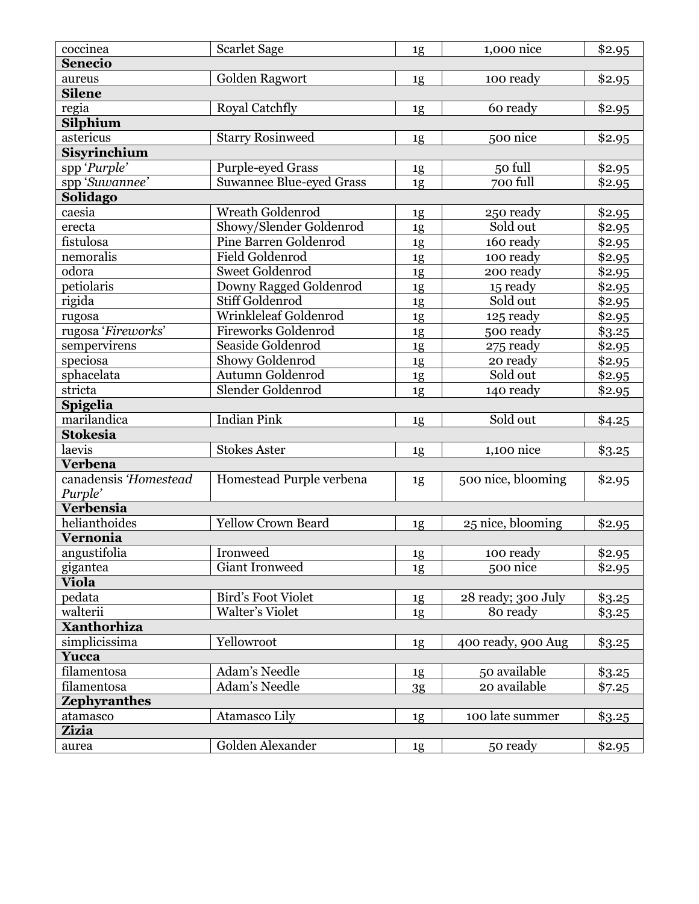| | | | | |
|---|---|---|---|---|
| coccinea | Scarlet Sage | 1g | 1,000 nice | $2.95 |
| **Senecio** | | | | |
| aureus | Golden Ragwort | 1g | 100 ready | $2.95 |
| **Silene** | | | | |
| regia | Royal Catchfly | 1g | 60 ready | $2.95 |
| **Silphium** | | | | |
| astericus | Starry Rosinweed | 1g | 500 nice | $2.95 |
| **Sisyrinchium** | | | | |
| spp '*Purple*' | Purple-eyed Grass | 1g | 50 full | $2.95 |
| spp '*Suwannee*' | Suwannee Blue-eyed Grass | 1g | 700 full | $2.95 |
| **Solidago** | | | | |
| caesia | Wreath Goldenrod | 1g | 250 ready | $2.95 |
| erecta | Showy/Slender Goldenrod | 1g | Sold out | $2.95 |
| fistulosa | Pine Barren Goldenrod | 1g | 160 ready | $2.95 |
| nemoralis | Field Goldenrod | 1g | 100 ready | $2.95 |
| odora | Sweet Goldenrod | 1g | 200 ready | $2.95 |
| petiolaris | Downy Ragged Goldenrod | 1g | 15 ready | $2.95 |
| rigida | Stiff Goldenrod | 1g | Sold out | $2.95 |
| rugosa | Wrinkleleaf Goldenrod | 1g | 125 ready | $2.95 |
| rugosa '*Fireworks*' | Fireworks Goldenrod | 1g | 500 ready | $3.25 |
| sempervirens | Seaside Goldenrod | 1g | 275 ready | $2.95 |
| speciosa | Showy Goldenrod | 1g | 20 ready | $2.95 |
| sphacelata | Autumn Goldenrod | 1g | Sold out | $2.95 |
| stricta | Slender Goldenrod | 1g | 140 ready | $2.95 |
| **Spigelia** | | | | |
| marilandica | Indian Pink | 1g | Sold out | $4.25 |
| **Stokesia** | | | | |
| laevis | Stokes Aster | 1g | 1,100 nice | $3.25 |
| **Verbena** | | | | |
| canadensis *'Homestead Purple'* | Homestead Purple verbena | 1g | 500 nice, blooming | $2.95 |
| **Verbensia** | | | | |
| helianthoides | Yellow Crown Beard | 1g | 25 nice, blooming | $2.95 |
| **Vernonia** | | | | |
| angustifolia | Ironweed | 1g | 100 ready | $2.95 |
| gigantea | Giant Ironweed | 1g | 500 nice | $2.95 |
| **Viola** | | | | |
| pedata | Bird's Foot Violet | 1g | 28 ready; 300 July | $3.25 |
| walterii | Walter's Violet | 1g | 80 ready | $3.25 |
| **Xanthorhiza** | | | | |
| simplicissima | Yellowroot | 1g | 400 ready, 900 Aug | $3.25 |
| **Yucca** | | | | |
| filamentosa | Adam's Needle | 1g | 50 available | $3.25 |
| filamentosa | Adam's Needle | 3g | 20 available | $7.25 |
| **Zephyranthes** | | | | |
| atamasco | Atamasco Lily | 1g | 100 late summer | $3.25 |
| **Zizia** | | | | |
| aurea | Golden Alexander | 1g | 50 ready | $2.95 |